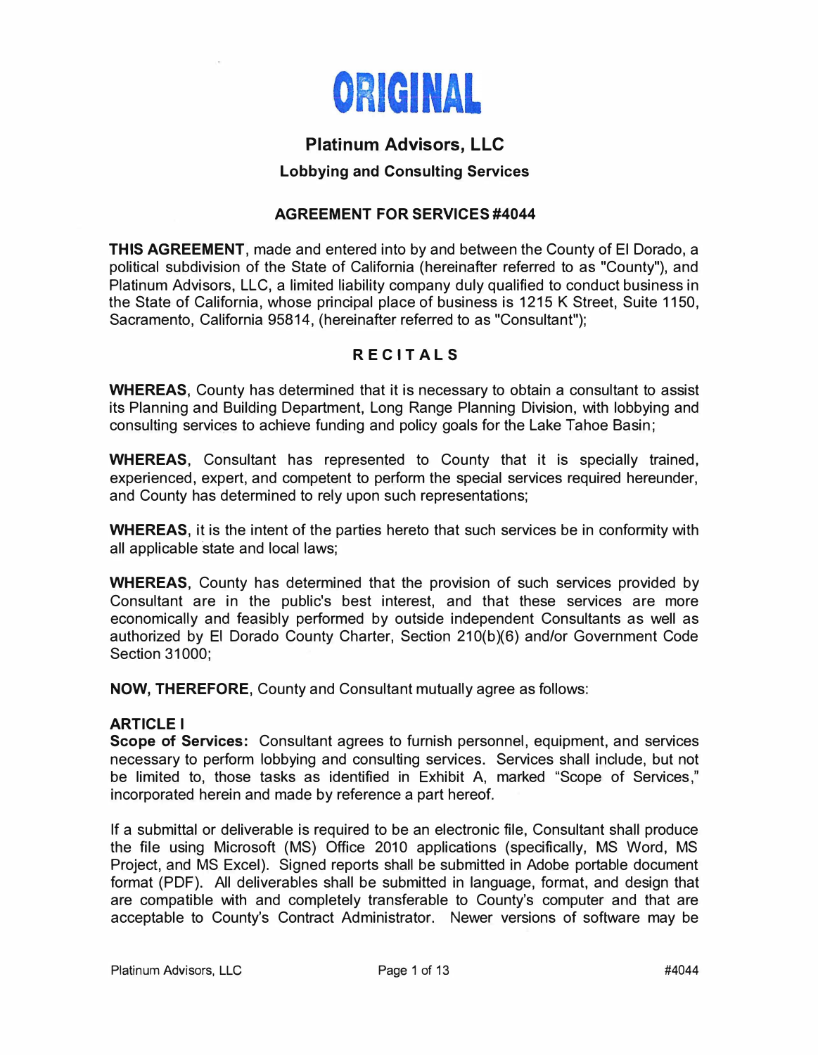# ORIGINAL

## Platinum Advisors, LLC

### Lobbying and Consulting Services

### AGREEMENT FOR SERVICES #4044

**THIS AGREEMENT**, made and entered into by and between the County of El Dorado, a political subdivision of the State of California (hereinafter referred to as "County"), and Platinum Advisors, LLC, a limited liability company duly qualified to conduct business in the State of California, whose principal place of business is 1215 K Street, Suite 1150, Sacramento, California 95814, (hereinafter referred to as "Consultant");

### RECITALS

**WHEREAS**, County has determined that it is necessary to obtain a consultant to assist its Planning and Building Department, Long Range Planning Division, with lobbying and consulting services to achieve funding and policy goals for the Lake Tahoe Basin;

**WHEREAS**, Consultant has represented to County that it is specially trained, experienced, expert, and competent to perform the special services required hereunder, and County has determined to rely upon such representations;

**WHEREAS**, it is the intent of the parties hereto that such services be in conformity with all applicable state and local laws;

**WHEREAS**, County has determined that the provision of such services provided by Consultant are in the public's best interest, and that these services are more economically and feasibly performed by outside independent Consultants as well as authorized by El Dorado County Charter, Section 210(b)(6) and/or Government Code Section 31000;

**NOW, THEREFORE**, County and Consultant mutually agree as follows:

**ARTICLE I**
**Scope of Services:** Consultant agrees to furnish personnel, equipment, and services necessary to perform lobbying and consulting services. Services shall include, but not be limited to, those tasks as identified in Exhibit A, marked "Scope of Services," incorporated herein and made by reference a part hereof.

If a submittal or deliverable is required to be an electronic file, Consultant shall produce the file using Microsoft (MS) Office 2010 applications (specifically, MS Word, MS Project, and MS Excel). Signed reports shall be submitted in Adobe portable document format (PDF). All deliverables shall be submitted in language, format, and design that are compatible with and completely transferable to County's computer and that are acceptable to County's Contract Administrator. Newer versions of software may be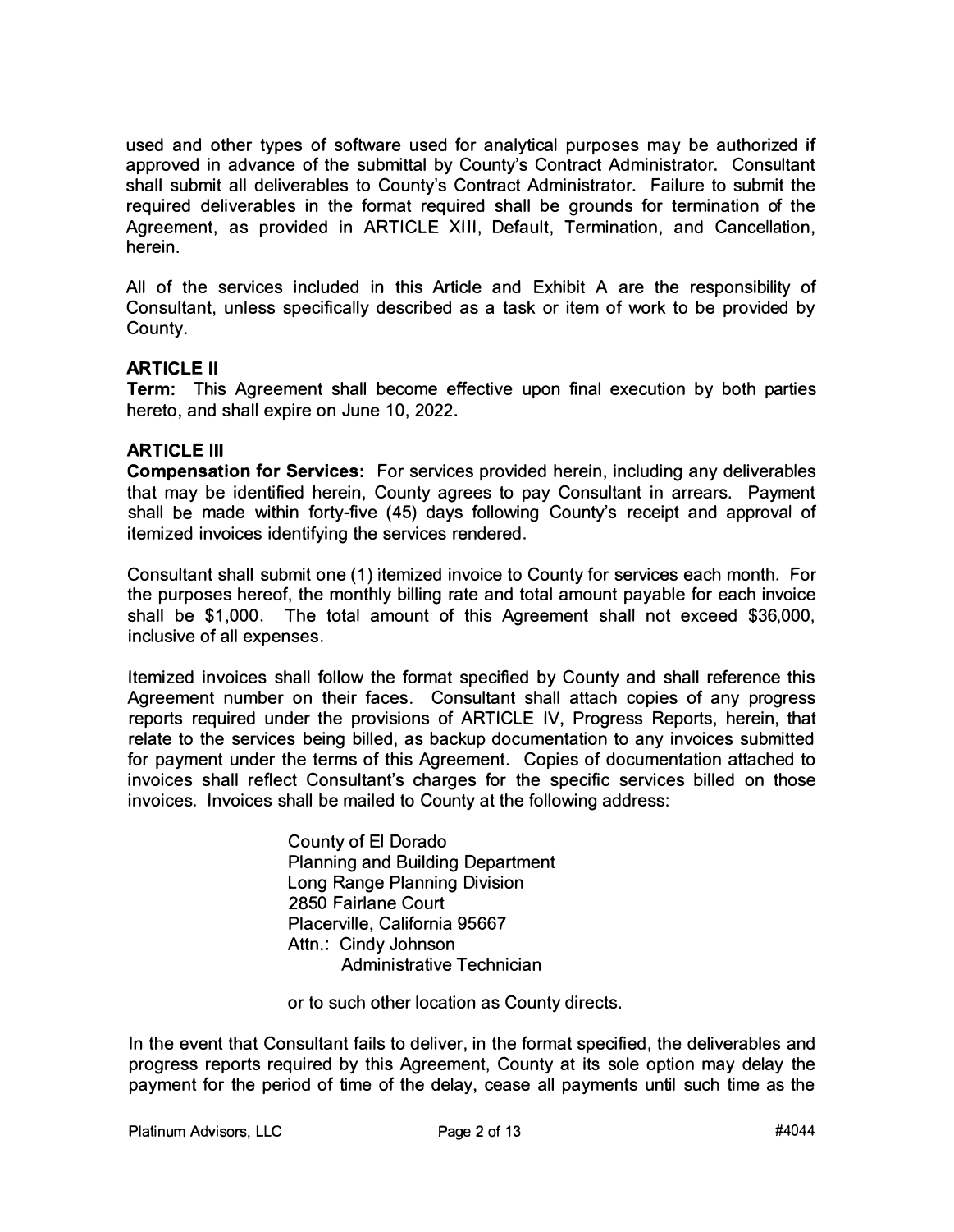used and other types of software used for analytical purposes may be authorized if approved in advance of the submittal by County's Contract Administrator. Consultant shall submit all deliverables to County's Contract Administrator. Failure to submit the required deliverables in the format required shall be grounds for termination of the Agreement, as provided in ARTICLE XIII, Default, Termination, and Cancellation, herein.

All of the services included in this Article and Exhibit A are the responsibility of Consultant, unless specifically described as a task or item of work to be provided by County.

**ARTICLE II**

**Term:** This Agreement shall become effective upon final execution by both parties hereto, and shall expire on June 10, 2022.

**ARTICLE III**

**Compensation for Services:** For services provided herein, including any deliverables that may be identified herein, County agrees to pay Consultant in arrears. Payment shall be made within forty-five (45) days following County's receipt and approval of itemized invoices identifying the services rendered.

Consultant shall submit one (1) itemized invoice to County for services each month. For the purposes hereof, the monthly billing rate and total amount payable for each invoice shall be $1,000. The total amount of this Agreement shall not exceed $36,000, inclusive of all expenses.

Itemized invoices shall follow the format specified by County and shall reference this Agreement number on their faces. Consultant shall attach copies of any progress reports required under the provisions of ARTICLE IV, Progress Reports, herein, that relate to the services being billed, as backup documentation to any invoices submitted for payment under the terms of this Agreement. Copies of documentation attached to invoices shall reflect Consultant's charges for the specific services billed on those invoices. Invoices shall be mailed to County at the following address:

> County of El Dorado
> Planning and Building Department
> Long Range Planning Division
> 2850 Fairlane Court
> Placerville, California 95667
> Attn.: Cindy Johnson
> Administrative Technician

or to such other location as County directs.

In the event that Consultant fails to deliver, in the format specified, the deliverables and progress reports required by this Agreement, County at its sole option may delay the payment for the period of time of the delay, cease all payments until such time as the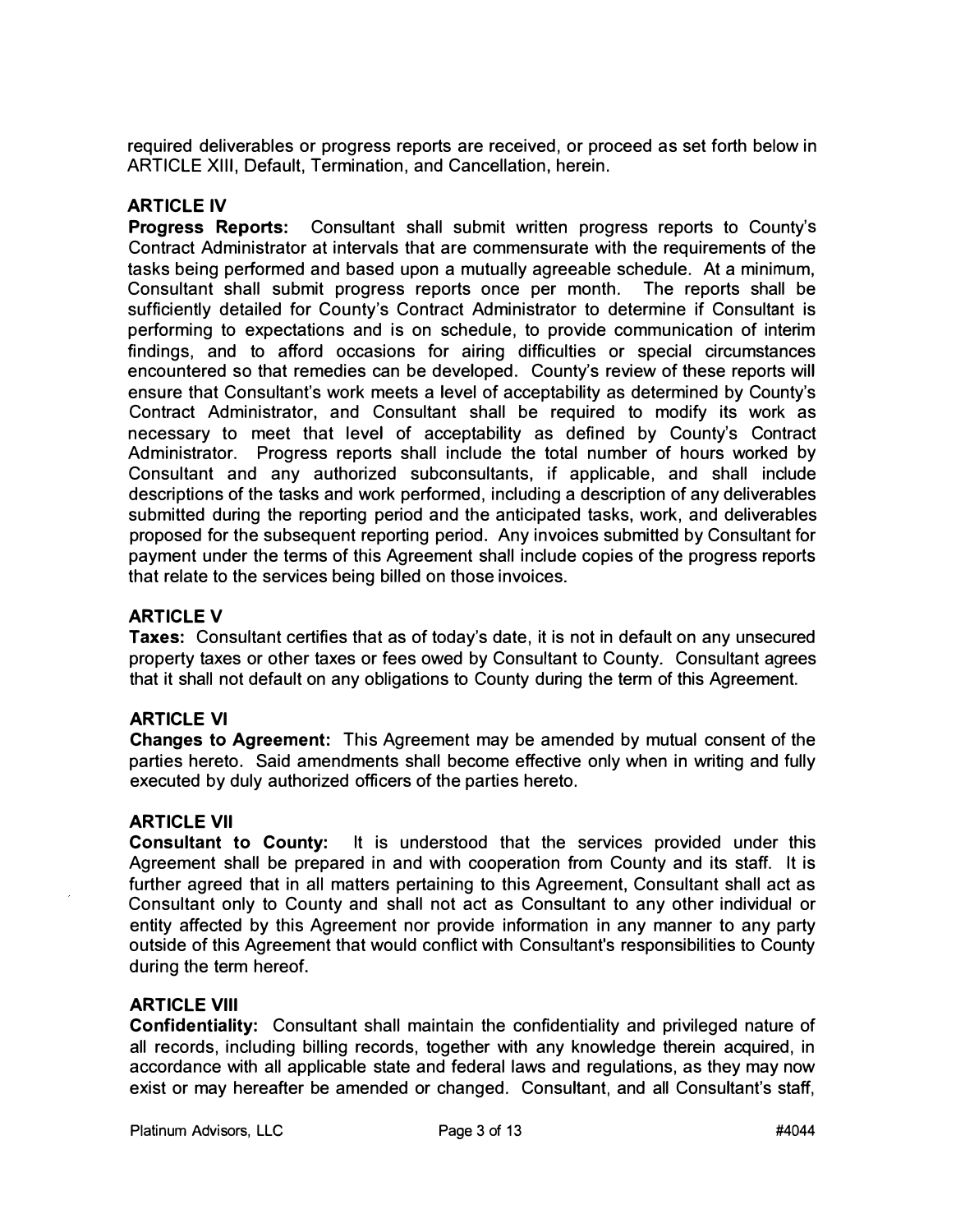required deliverables or progress reports are received, or proceed as set forth below in ARTICLE XIII, Default, Termination, and Cancellation, herein.

## ARTICLE IV

**Progress Reports:** Consultant shall submit written progress reports to County's Contract Administrator at intervals that are commensurate with the requirements of the tasks being performed and based upon a mutually agreeable schedule. At a minimum, Consultant shall submit progress reports once per month. The reports shall be sufficiently detailed for County's Contract Administrator to determine if Consultant is performing to expectations and is on schedule, to provide communication of interim findings, and to afford occasions for airing difficulties or special circumstances encountered so that remedies can be developed. County's review of these reports will ensure that Consultant's work meets a level of acceptability as determined by County's Contract Administrator, and Consultant shall be required to modify its work as necessary to meet that level of acceptability as defined by County's Contract Administrator. Progress reports shall include the total number of hours worked by Consultant and any authorized subconsultants, if applicable, and shall include descriptions of the tasks and work performed, including a description of any deliverables submitted during the reporting period and the anticipated tasks, work, and deliverables proposed for the subsequent reporting period. Any invoices submitted by Consultant for payment under the terms of this Agreement shall include copies of the progress reports that relate to the services being billed on those invoices.

## ARTICLE V

**Taxes:** Consultant certifies that as of today's date, it is not in default on any unsecured property taxes or other taxes or fees owed by Consultant to County. Consultant agrees that it shall not default on any obligations to County during the term of this Agreement.

## ARTICLE VI

**Changes to Agreement:** This Agreement may be amended by mutual consent of the parties hereto. Said amendments shall become effective only when in writing and fully executed by duly authorized officers of the parties hereto.

## ARTICLE VII

**Consultant to County:** It is understood that the services provided under this Agreement shall be prepared in and with cooperation from County and its staff. It is further agreed that in all matters pertaining to this Agreement, Consultant shall act as Consultant only to County and shall not act as Consultant to any other individual or entity affected by this Agreement nor provide information in any manner to any party outside of this Agreement that would conflict with Consultant's responsibilities to County during the term hereof.

## ARTICLE VIII

**Confidentiality:** Consultant shall maintain the confidentiality and privileged nature of all records, including billing records, together with any knowledge therein acquired, in accordance with all applicable state and federal laws and regulations, as they may now exist or may hereafter be amended or changed. Consultant, and all Consultant's staff,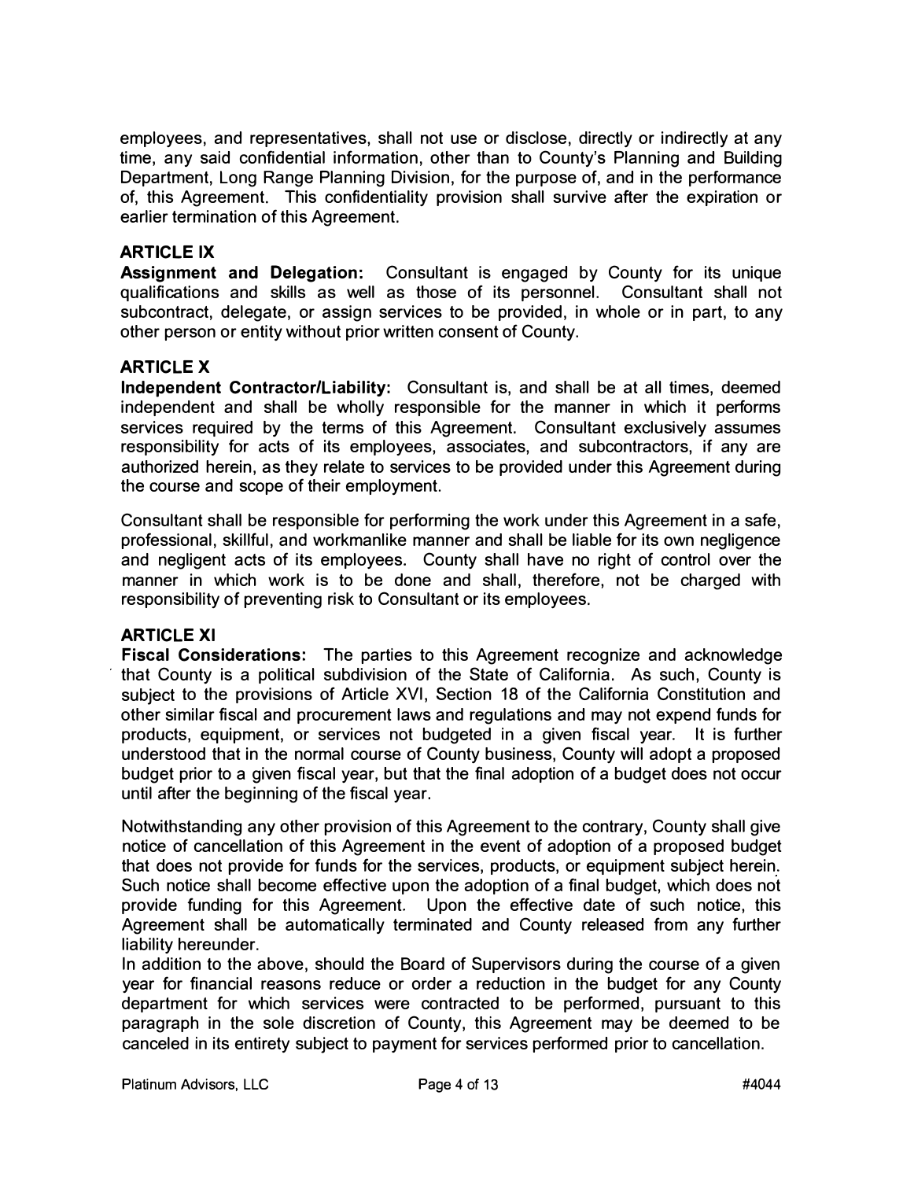employees, and representatives, shall not use or disclose, directly or indirectly at any time, any said confidential information, other than to County's Planning and Building Department, Long Range Planning Division, for the purpose of, and in the performance of, this Agreement. This confidentiality provision shall survive after the expiration or earlier termination of this Agreement.

**ARTICLE IX**

**Assignment and Delegation:** Consultant is engaged by County for its unique qualifications and skills as well as those of its personnel. Consultant shall not subcontract, delegate, or assign services to be provided, in whole or in part, to any other person or entity without prior written consent of County.

**ARTICLE X**

**Independent Contractor/Liability:** Consultant is, and shall be at all times, deemed independent and shall be wholly responsible for the manner in which it performs services required by the terms of this Agreement. Consultant exclusively assumes responsibility for acts of its employees, associates, and subcontractors, if any are authorized herein, as they relate to services to be provided under this Agreement during the course and scope of their employment.

Consultant shall be responsible for performing the work under this Agreement in a safe, professional, skillful, and workmanlike manner and shall be liable for its own negligence and negligent acts of its employees. County shall have no right of control over the manner in which work is to be done and shall, therefore, not be charged with responsibility of preventing risk to Consultant or its employees.

**ARTICLE XI**

**Fiscal Considerations:** The parties to this Agreement recognize and acknowledge that County is a political subdivision of the State of California. As such, County is subject to the provisions of Article XVI, Section 18 of the California Constitution and other similar fiscal and procurement laws and regulations and may not expend funds for products, equipment, or services not budgeted in a given fiscal year. It is further understood that in the normal course of County business, County will adopt a proposed budget prior to a given fiscal year, but that the final adoption of a budget does not occur until after the beginning of the fiscal year.

Notwithstanding any other provision of this Agreement to the contrary, County shall give notice of cancellation of this Agreement in the event of adoption of a proposed budget that does not provide for funds for the services, products, or equipment subject herein. Such notice shall become effective upon the adoption of a final budget, which does not provide funding for this Agreement. Upon the effective date of such notice, this Agreement shall be automatically terminated and County released from any further liability hereunder.

In addition to the above, should the Board of Supervisors during the course of a given year for financial reasons reduce or order a reduction in the budget for any County department for which services were contracted to be performed, pursuant to this paragraph in the sole discretion of County, this Agreement may be deemed to be canceled in its entirety subject to payment for services performed prior to cancellation.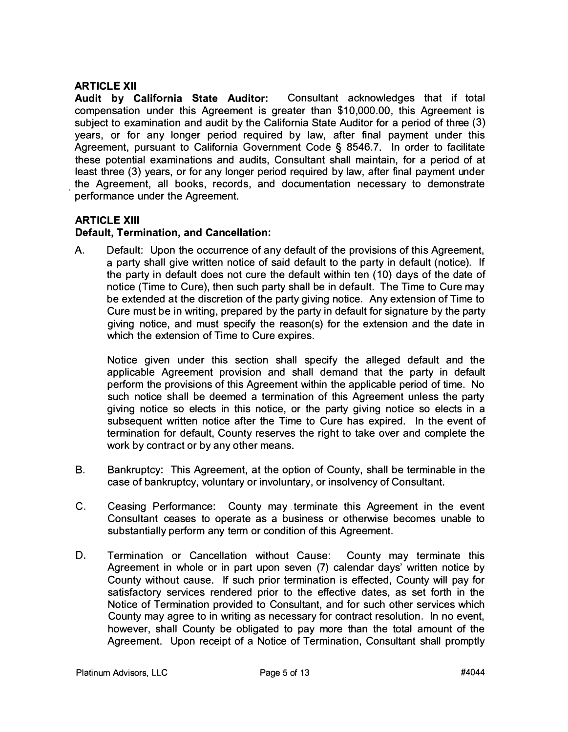## ARTICLE XII

**Audit by California State Auditor:** Consultant acknowledges that if total compensation under this Agreement is greater than $10,000.00, this Agreement is subject to examination and audit by the California State Auditor for a period of three (3) years, or for any longer period required by law, after final payment under this Agreement, pursuant to California Government Code § 8546.7. In order to facilitate these potential examinations and audits, Consultant shall maintain, for a period of at least three (3) years, or for any longer period required by law, after final payment under the Agreement, all books, records, and documentation necessary to demonstrate performance under the Agreement.

## ARTICLE XIII

**Default, Termination, and Cancellation:**

A. Default: Upon the occurrence of any default of the provisions of this Agreement, a party shall give written notice of said default to the party in default (notice). If the party in default does not cure the default within ten (10) days of the date of notice (Time to Cure), then such party shall be in default. The Time to Cure may be extended at the discretion of the party giving notice. Any extension of Time to Cure must be in writing, prepared by the party in default for signature by the party giving notice, and must specify the reason(s) for the extension and the date in which the extension of Time to Cure expires.

   Notice given under this section shall specify the alleged default and the applicable Agreement provision and shall demand that the party in default perform the provisions of this Agreement within the applicable period of time. No such notice shall be deemed a termination of this Agreement unless the party giving notice so elects in this notice, or the party giving notice so elects in a subsequent written notice after the Time to Cure has expired. In the event of termination for default, County reserves the right to take over and complete the work by contract or by any other means.

B. Bankruptcy: This Agreement, at the option of County, shall be terminable in the case of bankruptcy, voluntary or involuntary, or insolvency of Consultant.

C. Ceasing Performance: County may terminate this Agreement in the event Consultant ceases to operate as a business or otherwise becomes unable to substantially perform any term or condition of this Agreement.

D. Termination or Cancellation without Cause: County may terminate this Agreement in whole or in part upon seven (7) calendar days' written notice by County without cause. If such prior termination is effected, County will pay for satisfactory services rendered prior to the effective dates, as set forth in the Notice of Termination provided to Consultant, and for such other services which County may agree to in writing as necessary for contract resolution. In no event, however, shall County be obligated to pay more than the total amount of the Agreement. Upon receipt of a Notice of Termination, Consultant shall promptly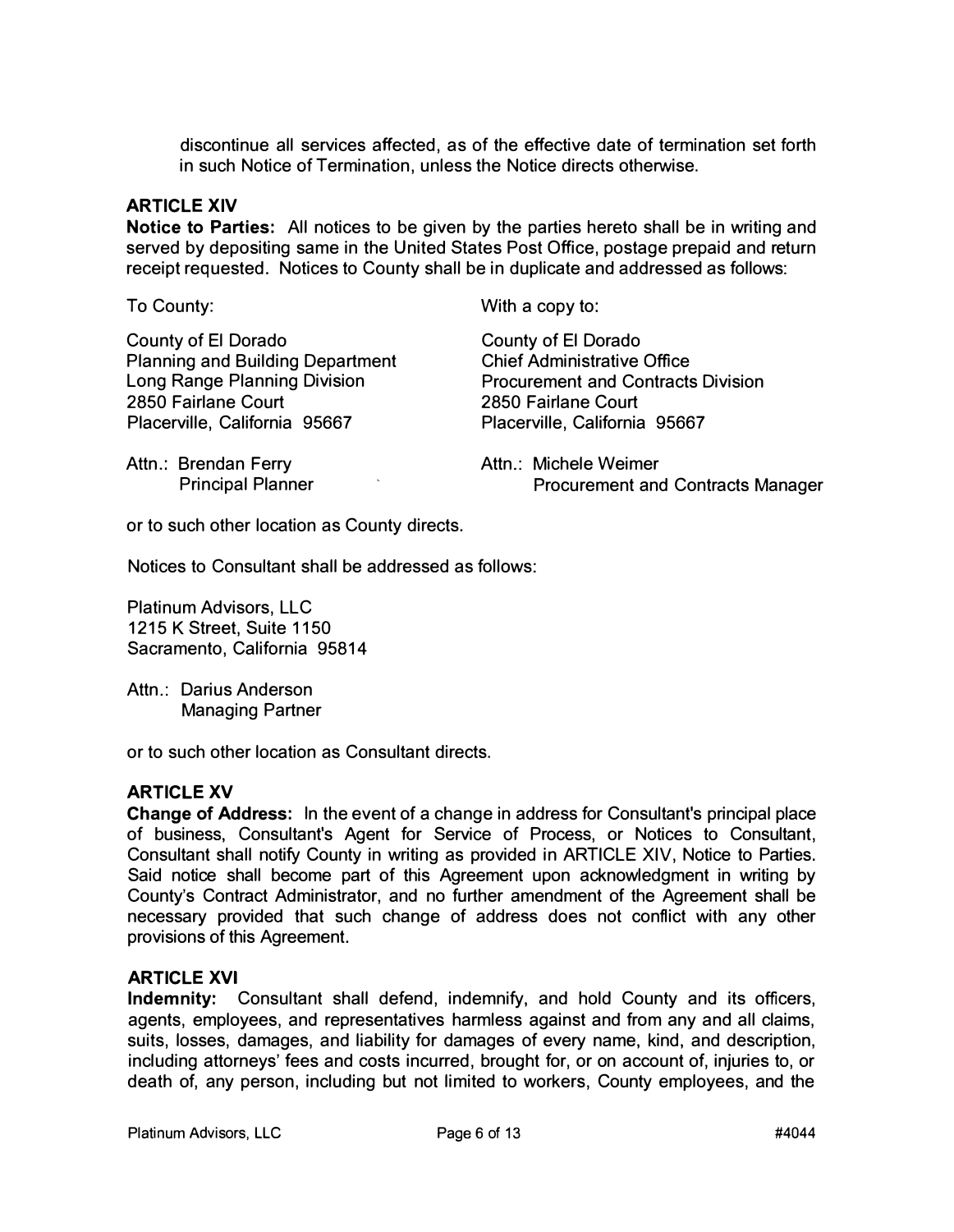discontinue all services affected, as of the effective date of termination set forth in such Notice of Termination, unless the Notice directs otherwise.

**ARTICLE XIV**

**Notice to Parties:** All notices to be given by the parties hereto shall be in writing and served by depositing same in the United States Post Office, postage prepaid and return receipt requested. Notices to County shall be in duplicate and addressed as follows:

To County:

County of El Dorado
Planning and Building Department
Long Range Planning Division
2850 Fairlane Court
Placerville, California 95667

Attn.: Brendan Ferry
Principal Planner

With a copy to:

County of El Dorado
Chief Administrative Office
Procurement and Contracts Division
2850 Fairlane Court
Placerville, California 95667

Attn.: Michele Weimer
Procurement and Contracts Manager

or to such other location as County directs.

Notices to Consultant shall be addressed as follows:

Platinum Advisors, LLC
1215 K Street, Suite 1150
Sacramento, California 95814

Attn.: Darius Anderson
Managing Partner

or to such other location as Consultant directs.

**ARTICLE XV**

**Change of Address:** In the event of a change in address for Consultant's principal place of business, Consultant's Agent for Service of Process, or Notices to Consultant, Consultant shall notify County in writing as provided in ARTICLE XIV, Notice to Parties. Said notice shall become part of this Agreement upon acknowledgment in writing by County's Contract Administrator, and no further amendment of the Agreement shall be necessary provided that such change of address does not conflict with any other provisions of this Agreement.

**ARTICLE XVI**

**Indemnity:** Consultant shall defend, indemnify, and hold County and its officers, agents, employees, and representatives harmless against and from any and all claims, suits, losses, damages, and liability for damages of every name, kind, and description, including attorneys' fees and costs incurred, brought for, or on account of, injuries to, or death of, any person, including but not limited to workers, County employees, and the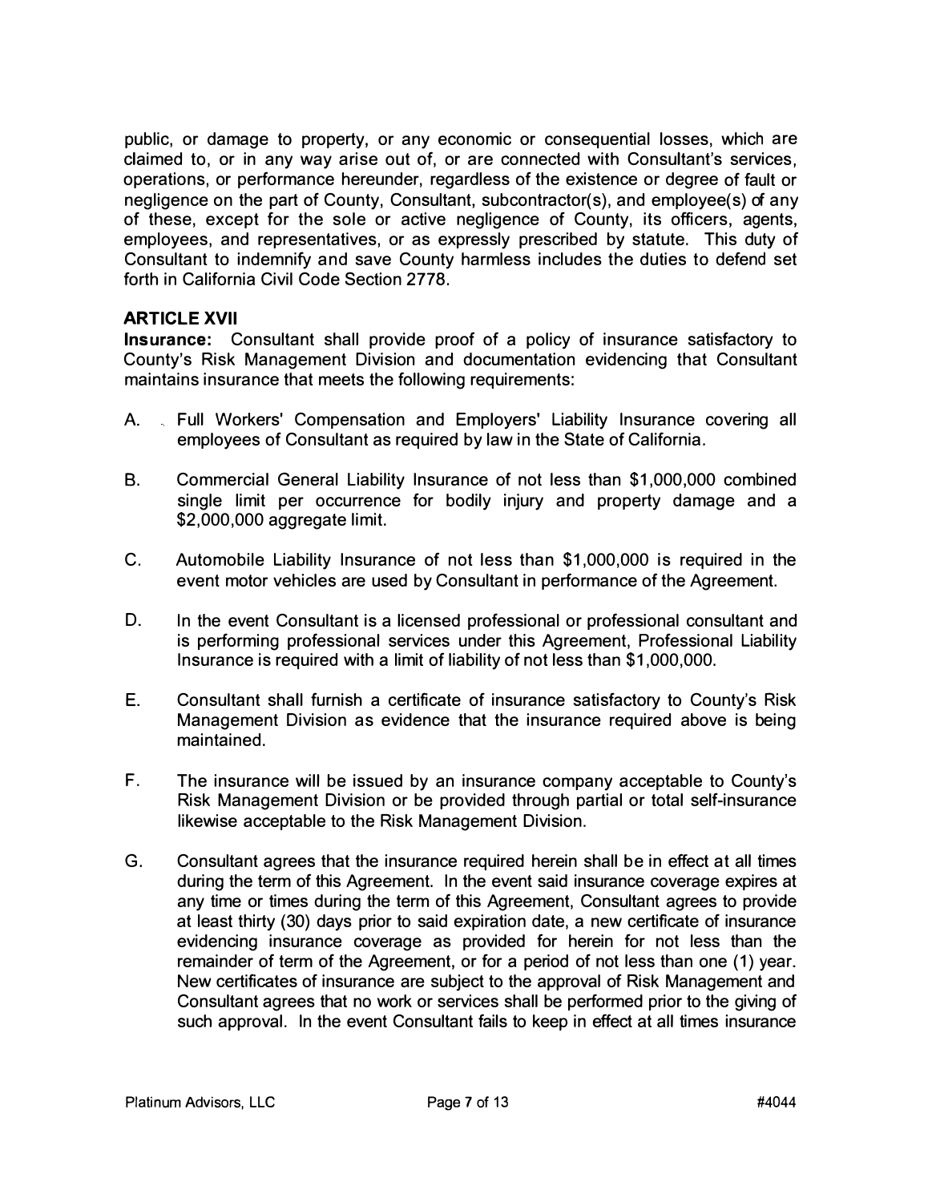public, or damage to property, or any economic or consequential losses, which are claimed to, or in any way arise out of, or are connected with Consultant's services, operations, or performance hereunder, regardless of the existence or degree of fault or negligence on the part of County, Consultant, subcontractor(s), and employee(s) of any of these, except for the sole or active negligence of County, its officers, agents, employees, and representatives, or as expressly prescribed by statute. This duty of Consultant to indemnify and save County harmless includes the duties to defend set forth in California Civil Code Section 2778.

**ARTICLE XVII**

**Insurance:** Consultant shall provide proof of a policy of insurance satisfactory to County's Risk Management Division and documentation evidencing that Consultant maintains insurance that meets the following requirements:

A. Full Workers' Compensation and Employers' Liability Insurance covering all employees of Consultant as required by law in the State of California.

B. Commercial General Liability Insurance of not less than $1,000,000 combined single limit per occurrence for bodily injury and property damage and a $2,000,000 aggregate limit.

C. Automobile Liability Insurance of not less than $1,000,000 is required in the event motor vehicles are used by Consultant in performance of the Agreement.

D. In the event Consultant is a licensed professional or professional consultant and is performing professional services under this Agreement, Professional Liability Insurance is required with a limit of liability of not less than $1,000,000.

E. Consultant shall furnish a certificate of insurance satisfactory to County's Risk Management Division as evidence that the insurance required above is being maintained.

F. The insurance will be issued by an insurance company acceptable to County's Risk Management Division or be provided through partial or total self-insurance likewise acceptable to the Risk Management Division.

G. Consultant agrees that the insurance required herein shall be in effect at all times during the term of this Agreement. In the event said insurance coverage expires at any time or times during the term of this Agreement, Consultant agrees to provide at least thirty (30) days prior to said expiration date, a new certificate of insurance evidencing insurance coverage as provided for herein for not less than the remainder of term of the Agreement, or for a period of not less than one (1) year. New certificates of insurance are subject to the approval of Risk Management and Consultant agrees that no work or services shall be performed prior to the giving of such approval. In the event Consultant fails to keep in effect at all times insurance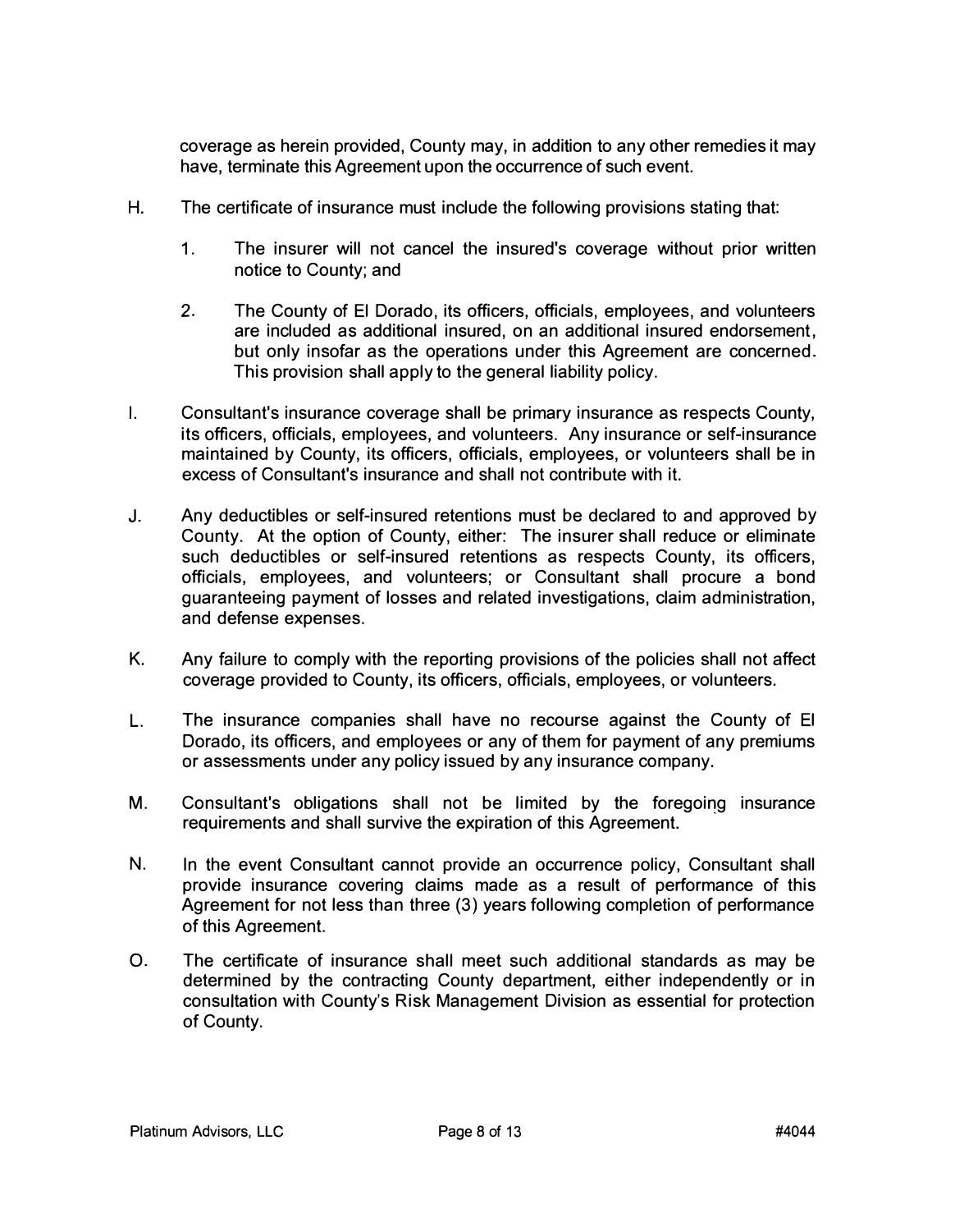coverage as herein provided, County may, in addition to any other remedies it may have, terminate this Agreement upon the occurrence of such event.

H. The certificate of insurance must include the following provisions stating that:

   1. The insurer will not cancel the insured's coverage without prior written notice to County; and

   2. The County of El Dorado, its officers, officials, employees, and volunteers are included as additional insured, on an additional insured endorsement, but only insofar as the operations under this Agreement are concerned. This provision shall apply to the general liability policy.

I. Consultant's insurance coverage shall be primary insurance as respects County, its officers, officials, employees, and volunteers. Any insurance or self-insurance maintained by County, its officers, officials, employees, or volunteers shall be in excess of Consultant's insurance and shall not contribute with it.

J. Any deductibles or self-insured retentions must be declared to and approved by County. At the option of County, either: The insurer shall reduce or eliminate such deductibles or self-insured retentions as respects County, its officers, officials, employees, and volunteers; or Consultant shall procure a bond guaranteeing payment of losses and related investigations, claim administration, and defense expenses.

K. Any failure to comply with the reporting provisions of the policies shall not affect coverage provided to County, its officers, officials, employees, or volunteers.

L. The insurance companies shall have no recourse against the County of El Dorado, its officers, and employees or any of them for payment of any premiums or assessments under any policy issued by any insurance company.

M. Consultant's obligations shall not be limited by the foregoing insurance requirements and shall survive the expiration of this Agreement.

N. In the event Consultant cannot provide an occurrence policy, Consultant shall provide insurance covering claims made as a result of performance of this Agreement for not less than three (3) years following completion of performance of this Agreement.

O. The certificate of insurance shall meet such additional standards as may be determined by the contracting County department, either independently or in consultation with County's Risk Management Division as essential for protection of County.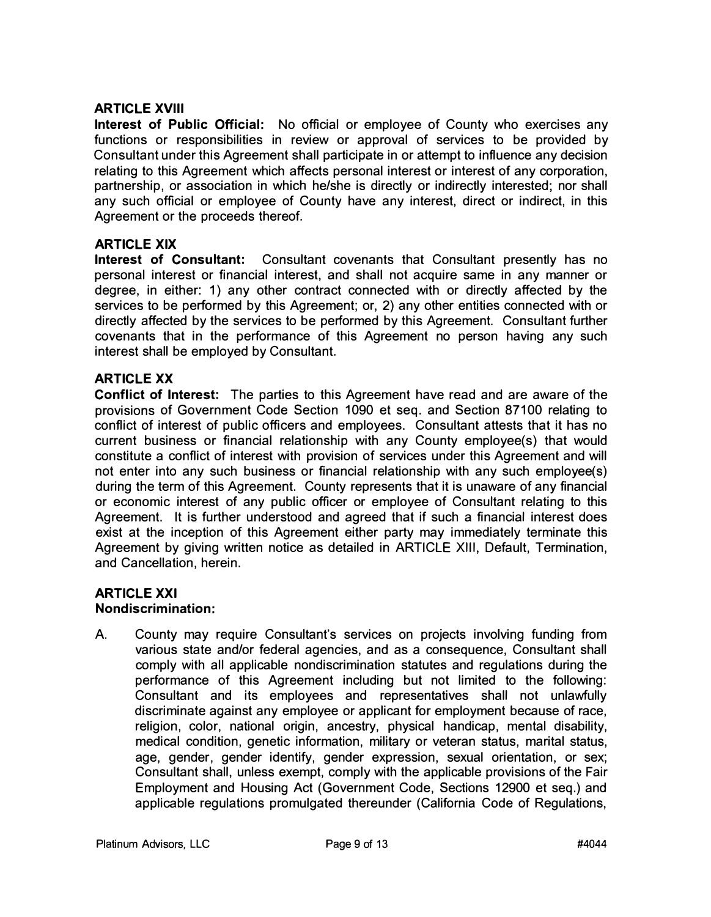**ARTICLE XVIII**

**Interest of Public Official:** No official or employee of County who exercises any functions or responsibilities in review or approval of services to be provided by Consultant under this Agreement shall participate in or attempt to influence any decision relating to this Agreement which affects personal interest or interest of any corporation, partnership, or association in which he/she is directly or indirectly interested; nor shall any such official or employee of County have any interest, direct or indirect, in this Agreement or the proceeds thereof.

**ARTICLE XIX**

**Interest of Consultant:** Consultant covenants that Consultant presently has no personal interest or financial interest, and shall not acquire same in any manner or degree, in either: 1) any other contract connected with or directly affected by the services to be performed by this Agreement; or, 2) any other entities connected with or directly affected by the services to be performed by this Agreement. Consultant further covenants that in the performance of this Agreement no person having any such interest shall be employed by Consultant.

**ARTICLE XX**

**Conflict of Interest:** The parties to this Agreement have read and are aware of the provisions of Government Code Section 1090 et seq. and Section 87100 relating to conflict of interest of public officers and employees. Consultant attests that it has no current business or financial relationship with any County employee(s) that would constitute a conflict of interest with provision of services under this Agreement and will not enter into any such business or financial relationship with any such employee(s) during the term of this Agreement. County represents that it is unaware of any financial or economic interest of any public officer or employee of Consultant relating to this Agreement. It is further understood and agreed that if such a financial interest does exist at the inception of this Agreement either party may immediately terminate this Agreement by giving written notice as detailed in ARTICLE XIII, Default, Termination, and Cancellation, herein.

**ARTICLE XXI**

**Nondiscrimination:**

A. County may require Consultant's services on projects involving funding from various state and/or federal agencies, and as a consequence, Consultant shall comply with all applicable nondiscrimination statutes and regulations during the performance of this Agreement including but not limited to the following: Consultant and its employees and representatives shall not unlawfully discriminate against any employee or applicant for employment because of race, religion, color, national origin, ancestry, physical handicap, mental disability, medical condition, genetic information, military or veteran status, marital status, age, gender, gender identify, gender expression, sexual orientation, or sex; Consultant shall, unless exempt, comply with the applicable provisions of the Fair Employment and Housing Act (Government Code, Sections 12900 et seq.) and applicable regulations promulgated thereunder (California Code of Regulations,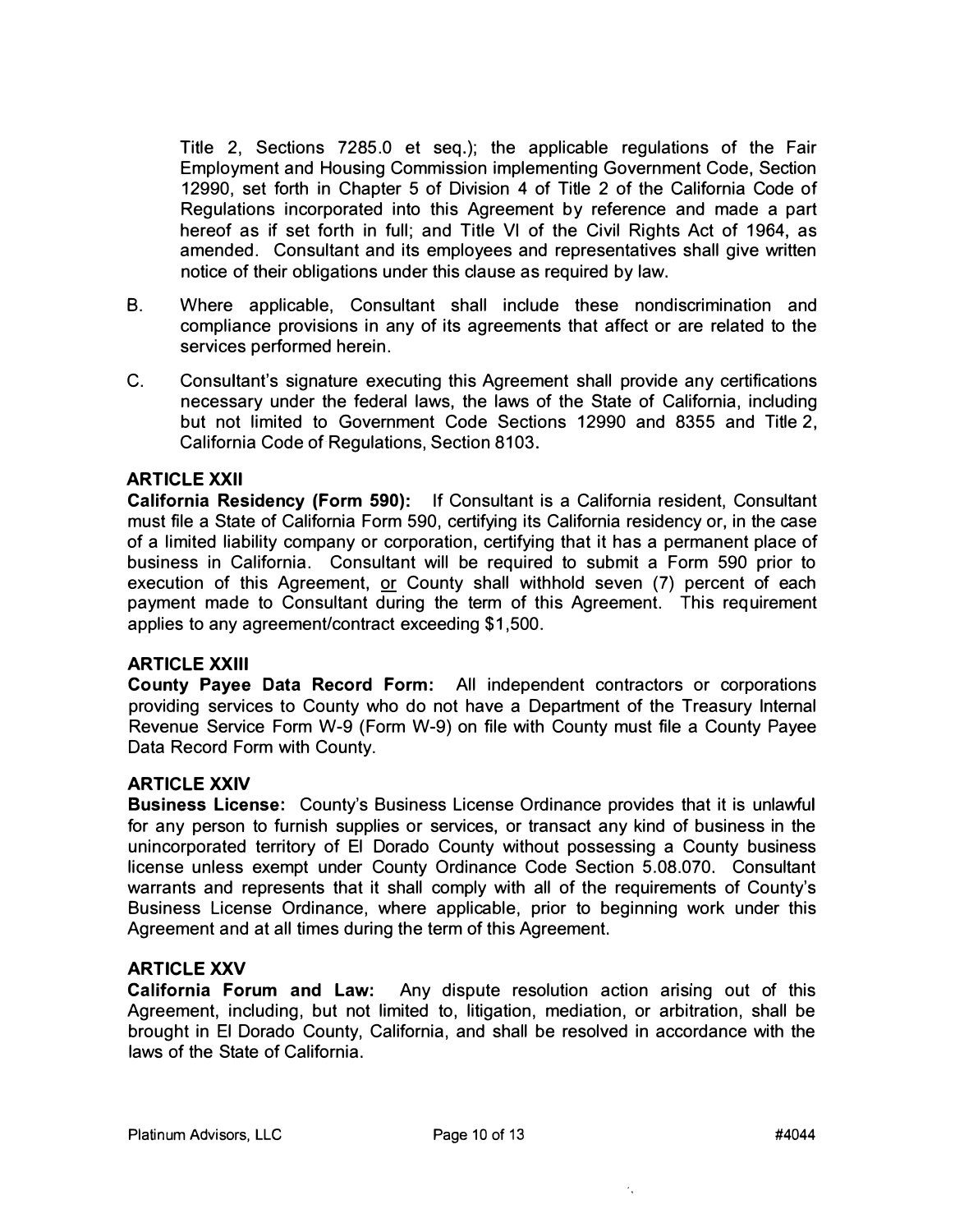Title 2, Sections 7285.0 et seq.); the applicable regulations of the Fair Employment and Housing Commission implementing Government Code, Section 12990, set forth in Chapter 5 of Division 4 of Title 2 of the California Code of Regulations incorporated into this Agreement by reference and made a part hereof as if set forth in full; and Title VI of the Civil Rights Act of 1964, as amended. Consultant and its employees and representatives shall give written notice of their obligations under this clause as required by law.

B. Where applicable, Consultant shall include these nondiscrimination and compliance provisions in any of its agreements that affect or are related to the services performed herein.

C. Consultant's signature executing this Agreement shall provide any certifications necessary under the federal laws, the laws of the State of California, including but not limited to Government Code Sections 12990 and 8355 and Title 2, California Code of Regulations, Section 8103.

**ARTICLE XXII**
**California Residency (Form 590):** If Consultant is a California resident, Consultant must file a State of California Form 590, certifying its California residency or, in the case of a limited liability company or corporation, certifying that it has a permanent place of business in California. Consultant will be required to submit a Form 590 prior to execution of this Agreement, or County shall withhold seven (7) percent of each payment made to Consultant during the term of this Agreement. This requirement applies to any agreement/contract exceeding $1,500.

**ARTICLE XXIII**
**County Payee Data Record Form:** All independent contractors or corporations providing services to County who do not have a Department of the Treasury Internal Revenue Service Form W-9 (Form W-9) on file with County must file a County Payee Data Record Form with County.

**ARTICLE XXIV**
**Business License:** County's Business License Ordinance provides that it is unlawful for any person to furnish supplies or services, or transact any kind of business in the unincorporated territory of El Dorado County without possessing a County business license unless exempt under County Ordinance Code Section 5.08.070. Consultant warrants and represents that it shall comply with all of the requirements of County's Business License Ordinance, where applicable, prior to beginning work under this Agreement and at all times during the term of this Agreement.

**ARTICLE XXV**
**California Forum and Law:** Any dispute resolution action arising out of this Agreement, including, but not limited to, litigation, mediation, or arbitration, shall be brought in El Dorado County, California, and shall be resolved in accordance with the laws of the State of California.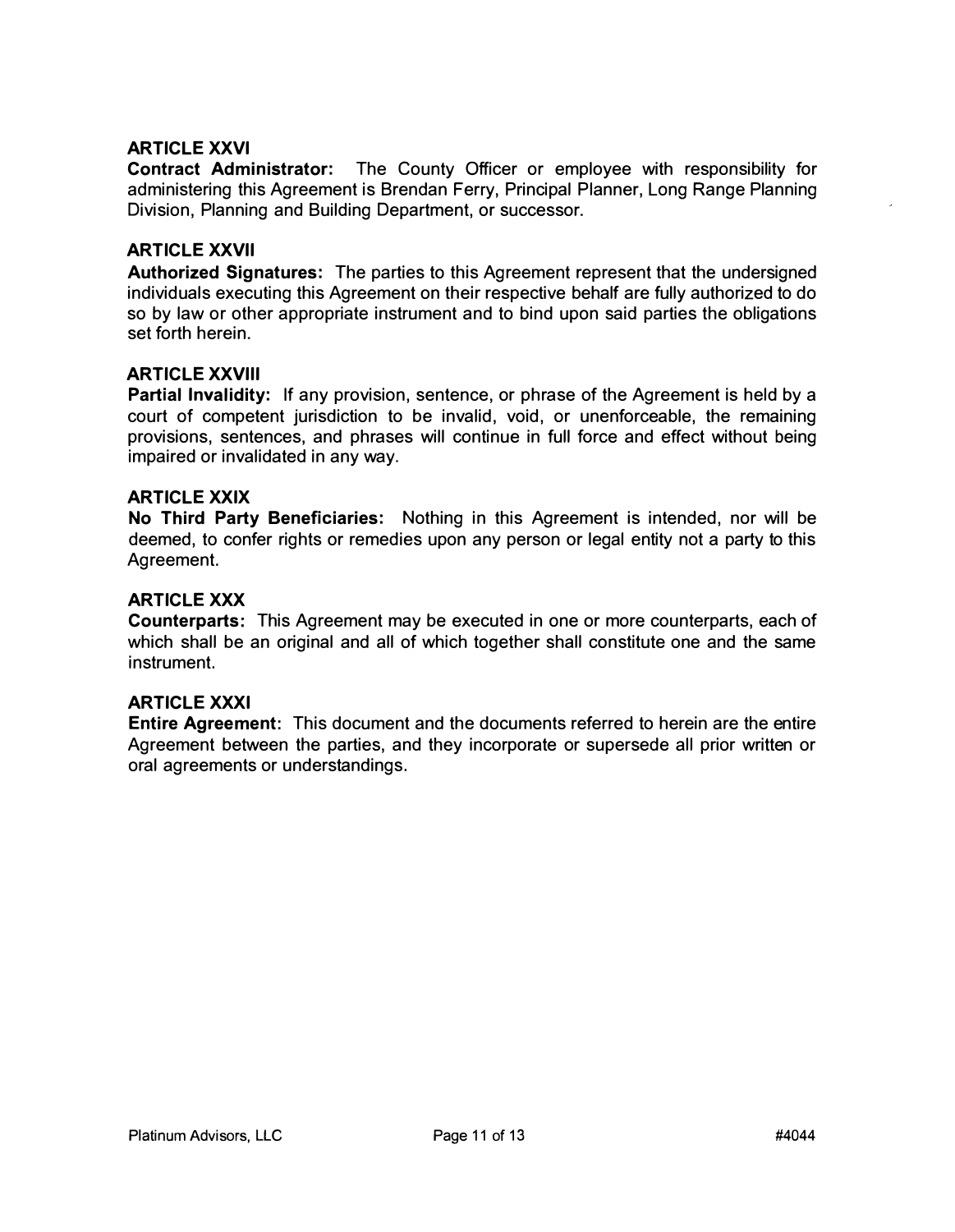### ARTICLE XXVI

**Contract Administrator:** The County Officer or employee with responsibility for administering this Agreement is Brendan Ferry, Principal Planner, Long Range Planning Division, Planning and Building Department, or successor.

### ARTICLE XXVII

**Authorized Signatures:** The parties to this Agreement represent that the undersigned individuals executing this Agreement on their respective behalf are fully authorized to do so by law or other appropriate instrument and to bind upon said parties the obligations set forth herein.

### ARTICLE XXVIII

**Partial Invalidity:** If any provision, sentence, or phrase of the Agreement is held by a court of competent jurisdiction to be invalid, void, or unenforceable, the remaining provisions, sentences, and phrases will continue in full force and effect without being impaired or invalidated in any way.

### ARTICLE XXIX

**No Third Party Beneficiaries:** Nothing in this Agreement is intended, nor will be deemed, to confer rights or remedies upon any person or legal entity not a party to this Agreement.

### ARTICLE XXX

**Counterparts:** This Agreement may be executed in one or more counterparts, each of which shall be an original and all of which together shall constitute one and the same instrument.

### ARTICLE XXXI

**Entire Agreement:** This document and the documents referred to herein are the entire Agreement between the parties, and they incorporate or supersede all prior written or oral agreements or understandings.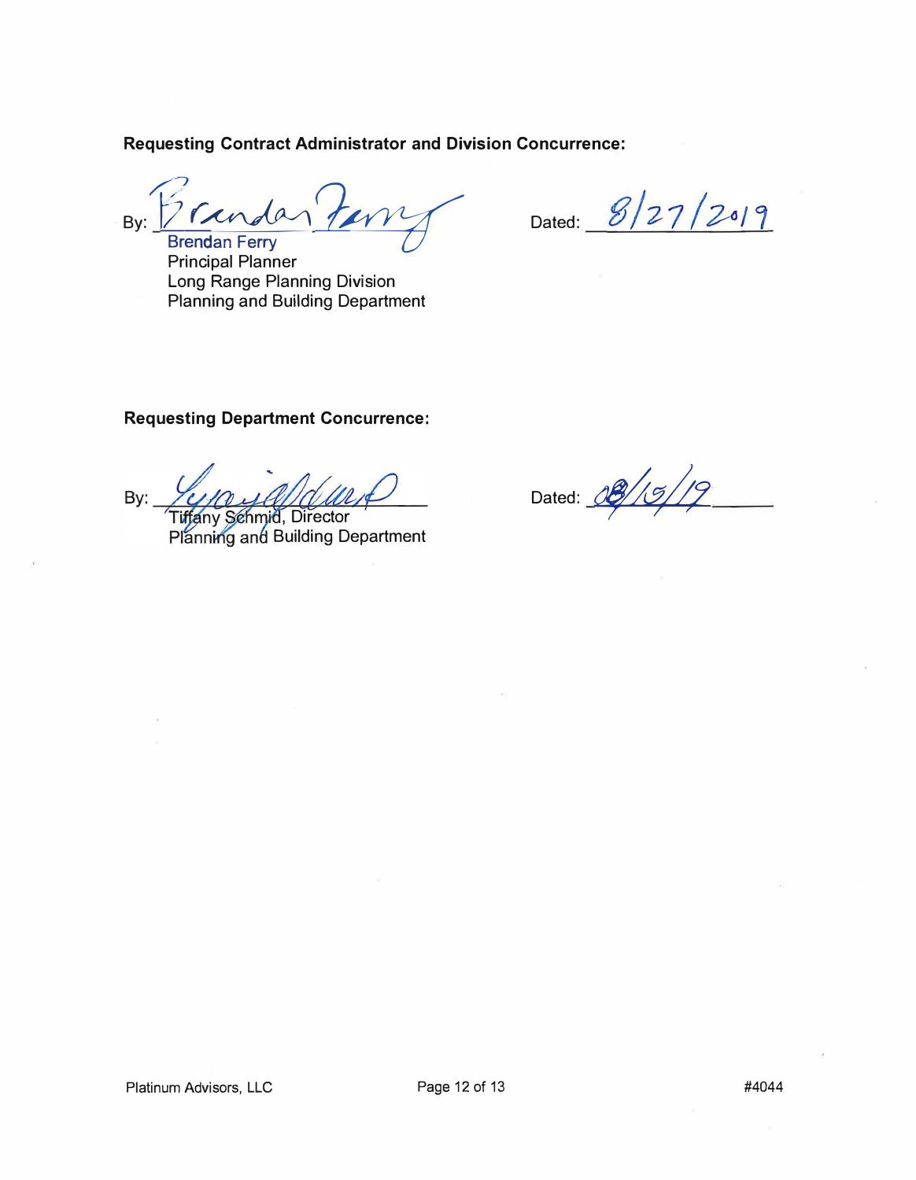**Requesting Contract Administrator and Division Concurrence:**

By: ______________________ Dated: 8/27/2019

Brendan Ferry
Principal Planner
Long Range Planning Division
Planning and Building Department

**Requesting Department Concurrence:**

By: ______________________ Dated: 08/15/19

Tiffany Schmid, Director
Planning and Building Department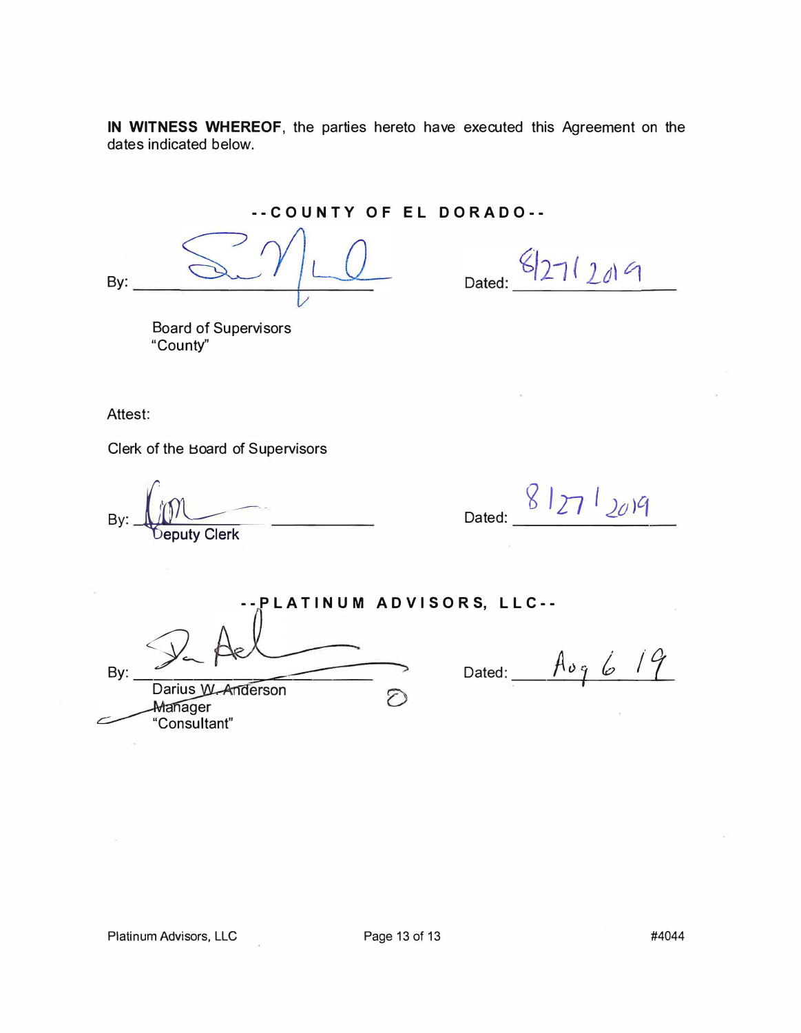**IN WITNESS WHEREOF**, the parties hereto have executed this Agreement on the dates indicated below.

**- - C O U N T Y  O F  E L  D O R A D O - -**

By: ______________________________ Dated: 8/27/2019

Board of Supervisors
"County"

Attest:

Clerk of the Board of Supervisors

By: ______________________________ Dated: 8/27/2019
Deputy Clerk

**- - P L A T I N U M  A D V I S O R S,  L L C - -**

By: ______________________________ Dated: Aug 6 19
Darius W. Anderson
Manager
"Consultant"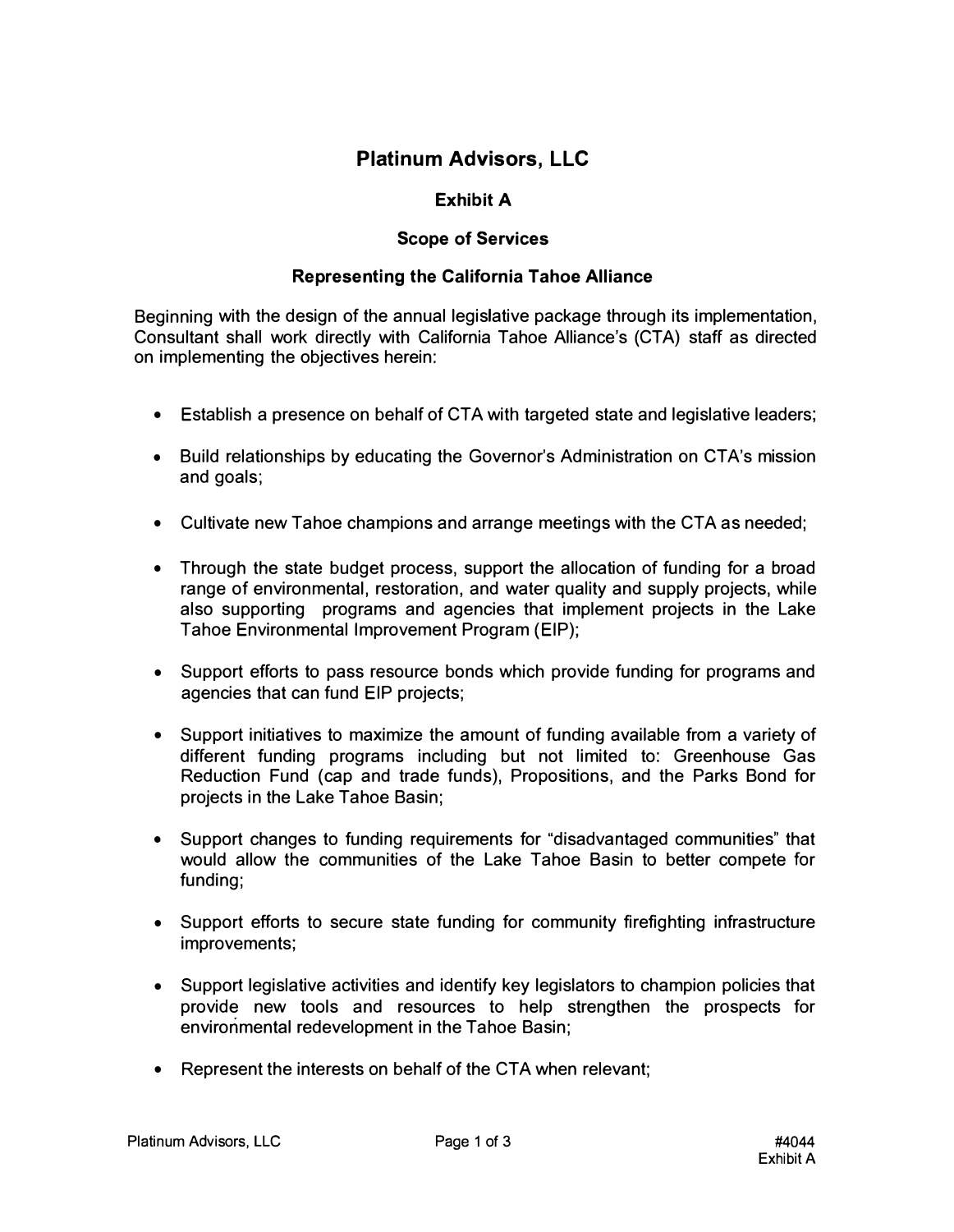# Platinum Advisors, LLC

## Exhibit A

### Scope of Services

### Representing the California Tahoe Alliance

Beginning with the design of the annual legislative package through its implementation, Consultant shall work directly with California Tahoe Alliance's (CTA) staff as directed on implementing the objectives herein:

- Establish a presence on behalf of CTA with targeted state and legislative leaders;
- Build relationships by educating the Governor's Administration on CTA's mission and goals;
- Cultivate new Tahoe champions and arrange meetings with the CTA as needed;
- Through the state budget process, support the allocation of funding for a broad range of environmental, restoration, and water quality and supply projects, while also supporting programs and agencies that implement projects in the Lake Tahoe Environmental Improvement Program (EIP);
- Support efforts to pass resource bonds which provide funding for programs and agencies that can fund EIP projects;
- Support initiatives to maximize the amount of funding available from a variety of different funding programs including but not limited to: Greenhouse Gas Reduction Fund (cap and trade funds), Propositions, and the Parks Bond for projects in the Lake Tahoe Basin;
- Support changes to funding requirements for "disadvantaged communities" that would allow the communities of the Lake Tahoe Basin to better compete for funding;
- Support efforts to secure state funding for community firefighting infrastructure improvements;
- Support legislative activities and identify key legislators to champion policies that provide new tools and resources to help strengthen the prospects for environmental redevelopment in the Tahoe Basin;
- Represent the interests on behalf of the CTA when relevant;

#4044
Exhibit A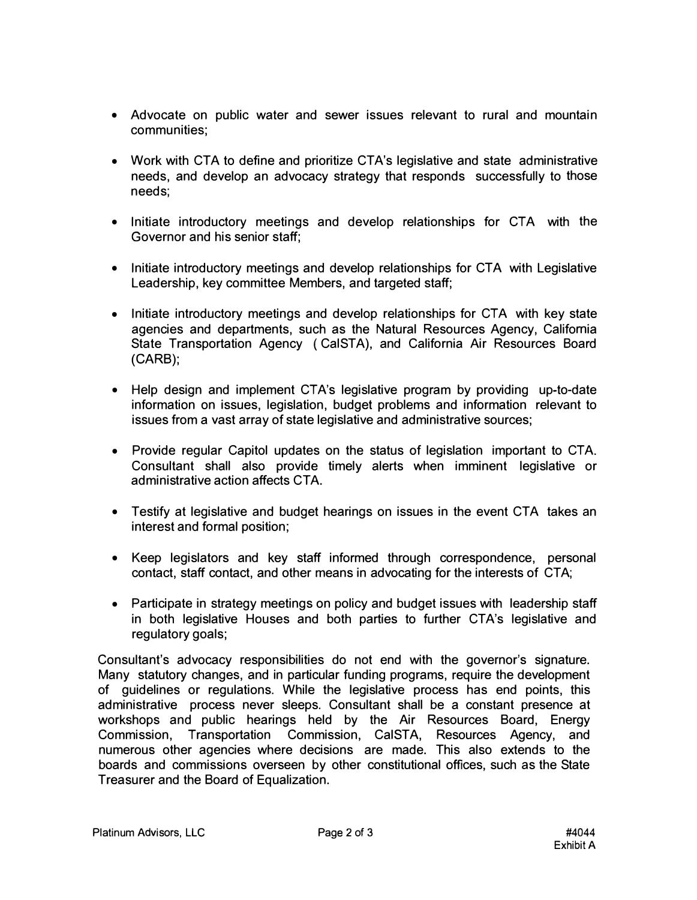- Advocate on public water and sewer issues relevant to rural and mountain communities;
- Work with CTA to define and prioritize CTA's legislative and state administrative needs, and develop an advocacy strategy that responds successfully to those needs;
- Initiate introductory meetings and develop relationships for CTA with the Governor and his senior staff;
- Initiate introductory meetings and develop relationships for CTA with Legislative Leadership, key committee Members, and targeted staff;
- Initiate introductory meetings and develop relationships for CTA with key state agencies and departments, such as the Natural Resources Agency, California State Transportation Agency (CalSTA), and California Air Resources Board (CARB);
- Help design and implement CTA's legislative program by providing up-to-date information on issues, legislation, budget problems and information relevant to issues from a vast array of state legislative and administrative sources;
- Provide regular Capitol updates on the status of legislation important to CTA. Consultant shall also provide timely alerts when imminent legislative or administrative action affects CTA.
- Testify at legislative and budget hearings on issues in the event CTA takes an interest and formal position;
- Keep legislators and key staff informed through correspondence, personal contact, staff contact, and other means in advocating for the interests of CTA;
- Participate in strategy meetings on policy and budget issues with leadership staff in both legislative Houses and both parties to further CTA's legislative and regulatory goals;

Consultant's advocacy responsibilities do not end with the governor's signature. Many statutory changes, and in particular funding programs, require the development of guidelines or regulations. While the legislative process has end points, this administrative process never sleeps. Consultant shall be a constant presence at workshops and public hearings held by the Air Resources Board, Energy Commission, Transportation Commission, CalSTA, Resources Agency, and numerous other agencies where decisions are made. This also extends to the boards and commissions overseen by other constitutional offices, such as the State Treasurer and the Board of Equalization.

Platinum Advisors, LLC

#4044
Exhibit A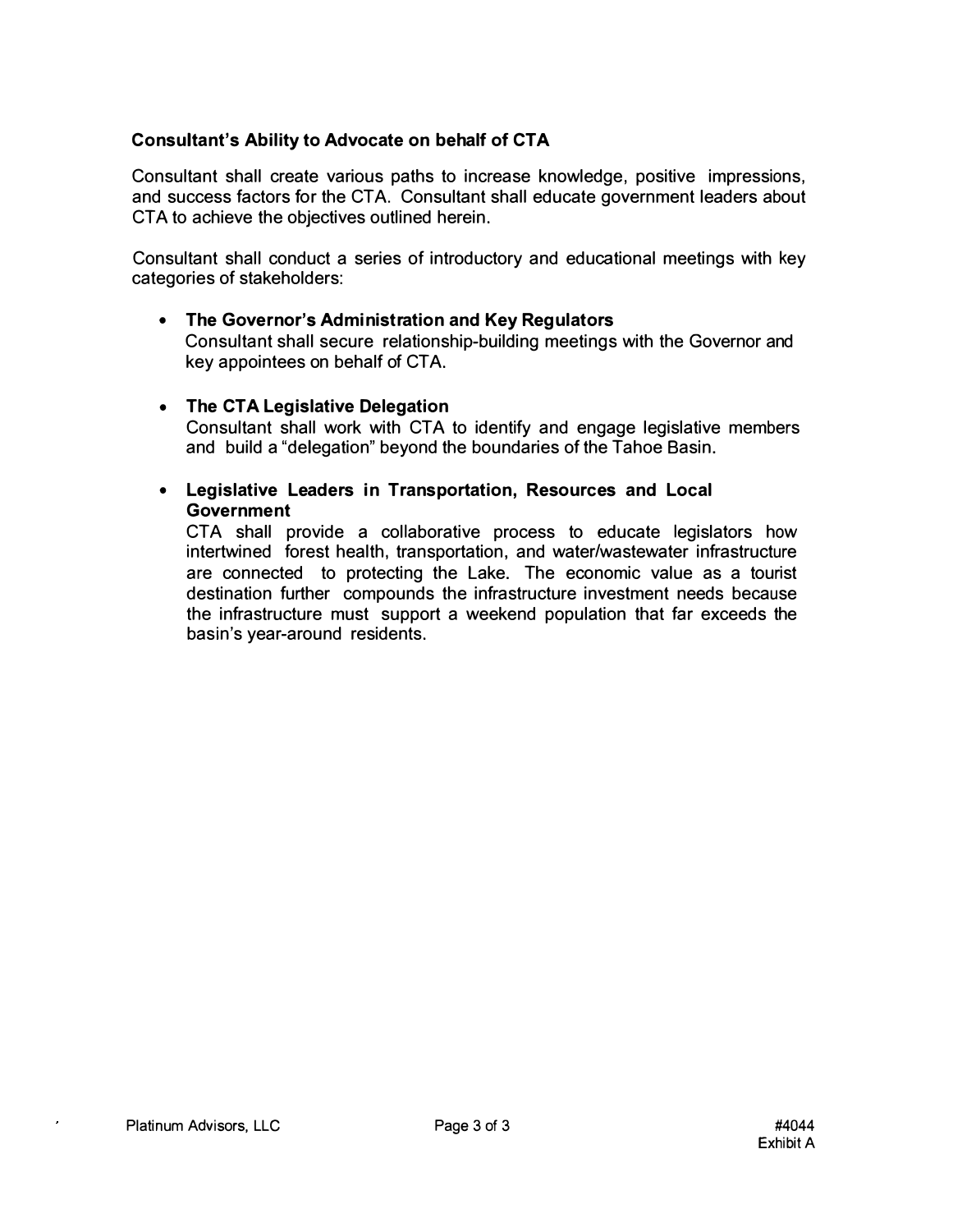**Consultant's Ability to Advocate on behalf of CTA**

Consultant shall create various paths to increase knowledge, positive impressions, and success factors for the CTA. Consultant shall educate government leaders about CTA to achieve the objectives outlined herein.

Consultant shall conduct a series of introductory and educational meetings with key categories of stakeholders:

- **The Governor's Administration and Key Regulators**
  Consultant shall secure relationship-building meetings with the Governor and key appointees on behalf of CTA.

- **The CTA Legislative Delegation**
  Consultant shall work with CTA to identify and engage legislative members and build a "delegation" beyond the boundaries of the Tahoe Basin.

- **Legislative Leaders in Transportation, Resources and Local Government**
  CTA shall provide a collaborative process to educate legislators how intertwined forest health, transportation, and water/wastewater infrastructure are connected to protecting the Lake. The economic value as a tourist destination further compounds the infrastructure investment needs because the infrastructure must support a weekend population that far exceeds the basin's year-around residents.